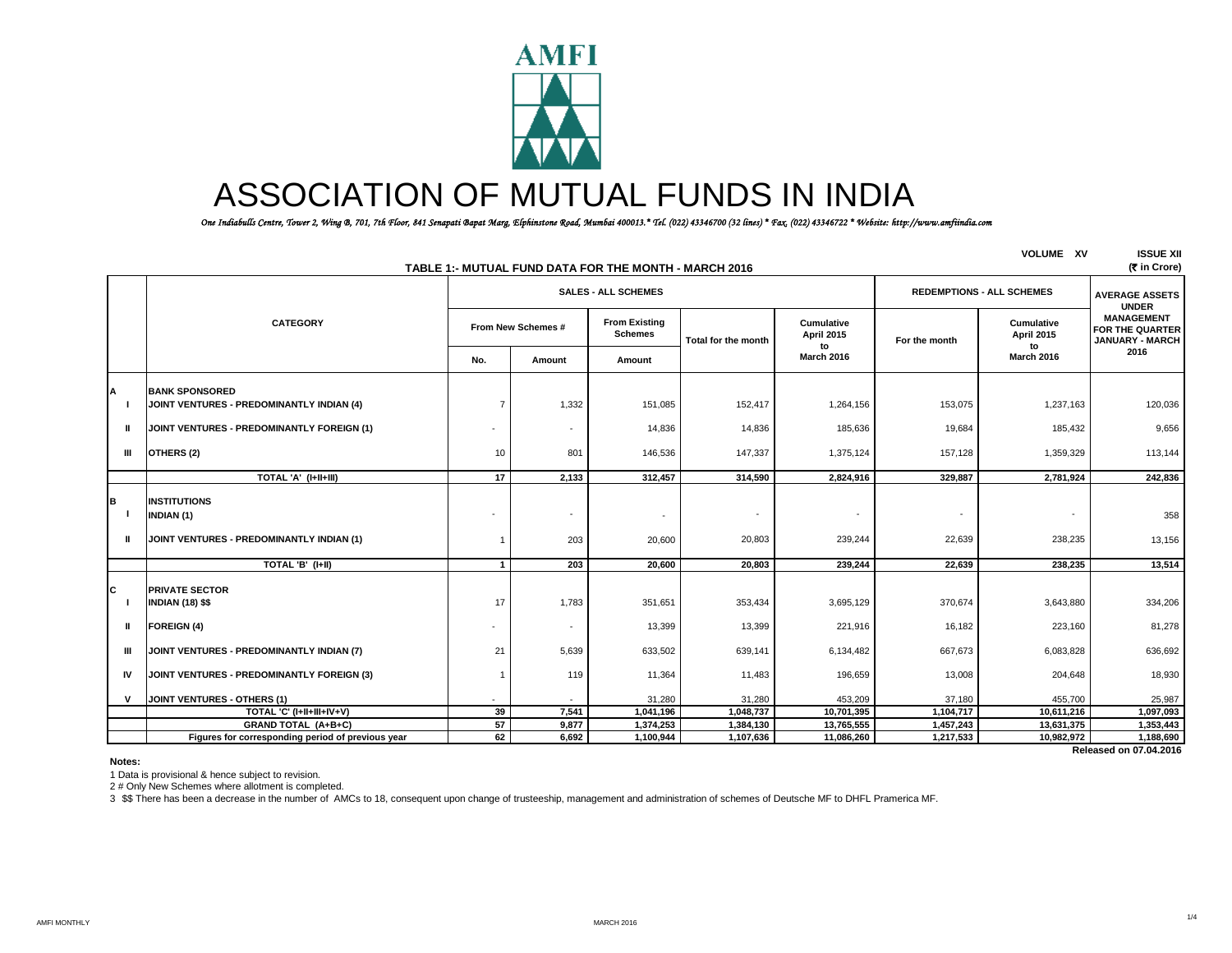# ASSOCIATION OF MUTUAL FUNDS IN INDIA

*One Indiabulls Centre, Tower 2, Wing B, 701, 7th Floor, 841 Senapati Bapat Marg, Elphinstone Road, Mumbai 400013.* Tel. (022) 43346700 (32 lines) * Fax. (022) 43346722 * Website: http://www.amfiindia.com*

**VOLUME XV** **ISSUE XII**

## TABLE 1:- MUTUAL FUND DATA FOR THE MONTH - MARCH 2016

(₹ in Crore)

| | CATEGORY | SALES - ALL SCHEMES | | | | | REDEMPTIONS - ALL SCHEMES | | AVERAGE ASSETS UNDER MANAGEMENT FOR THE QUARTER JANUARY - MARCH 2016 |
|---|---|---|---|---|---|---|---|---|---|
| | | From New Schemes # | | From Existing Schemes | Total for the month | Cumulative April 2015 to March 2016 | For the month | Cumulative April 2015 to March 2016 | |
| | | No. | Amount | Amount | | | | | |
| **A** | **BANK SPONSORED** | | | | | | | | |
| I | JOINT VENTURES - PREDOMINANTLY INDIAN (4) | 7 | 1,332 | 151,085 | 152,417 | 1,264,156 | 153,075 | 1,237,163 | 120,036 |
| II | JOINT VENTURES - PREDOMINANTLY FOREIGN (1) | - | - | 14,836 | 14,836 | 185,636 | 19,684 | 185,432 | 9,656 |
| III | OTHERS (2) | 10 | 801 | 146,536 | 147,337 | 1,375,124 | 157,128 | 1,359,329 | 113,144 |
| | **TOTAL 'A' (I+II+III)** | **17** | **2,133** | **312,457** | **314,590** | **2,824,916** | **329,887** | **2,781,924** | **242,836** |
| **B** | **INSTITUTIONS** | | | | | | | | |
| I | INDIAN (1) | - | - | - | - | - | - | - | 358 |
| II | JOINT VENTURES - PREDOMINANTLY INDIAN (1) | 1 | 203 | 20,600 | 20,803 | 239,244 | 22,639 | 238,235 | 13,156 |
| | **TOTAL 'B' (I+II)** | **1** | **203** | **20,600** | **20,803** | **239,244** | **22,639** | **238,235** | **13,514** |
| **C** | **PRIVATE SECTOR** | | | | | | | | |
| I | INDIAN (18) $$ | 17 | 1,783 | 351,651 | 353,434 | 3,695,129 | 370,674 | 3,643,880 | 334,206 |
| II | FOREIGN (4) | - | - | 13,399 | 13,399 | 221,916 | 16,182 | 223,160 | 81,278 |
| III | JOINT VENTURES - PREDOMINANTLY INDIAN (7) | 21 | 5,639 | 633,502 | 639,141 | 6,134,482 | 667,673 | 6,083,828 | 636,692 |
| IV | JOINT VENTURES - PREDOMINANTLY FOREIGN (3) | 1 | 119 | 11,364 | 11,483 | 196,659 | 13,008 | 204,648 | 18,930 |
| V | JOINT VENTURES - OTHERS (1) | - | - | 31,280 | 31,280 | 453,209 | 37,180 | 455,700 | 25,987 |
| | **TOTAL 'C' (I+II+III+IV+V)** | **39** | **7,541** | **1,041,196** | **1,048,737** | **10,701,395** | **1,104,717** | **10,611,216** | **1,097,093** |
| | **GRAND TOTAL (A+B+C)** | **57** | **9,877** | **1,374,253** | **1,384,130** | **13,765,555** | **1,457,243** | **13,631,375** | **1,353,443** |
| | **Figures for corresponding period of previous year** | **62** | **6,692** | **1,100,944** | **1,107,636** | **11,086,260** | **1,217,533** | **10,982,972** | **1,188,690** |

**Released on 07.04.2016**

**Notes:**

1 Data is provisional & hence subject to revision.

2 # Only New Schemes where allotment is completed.

3 $$ There has been a decrease in the number of AMCs to 18, consequent upon change of trusteeship, management and administration of schemes of Deutsche MF to DHFL Pramerica MF.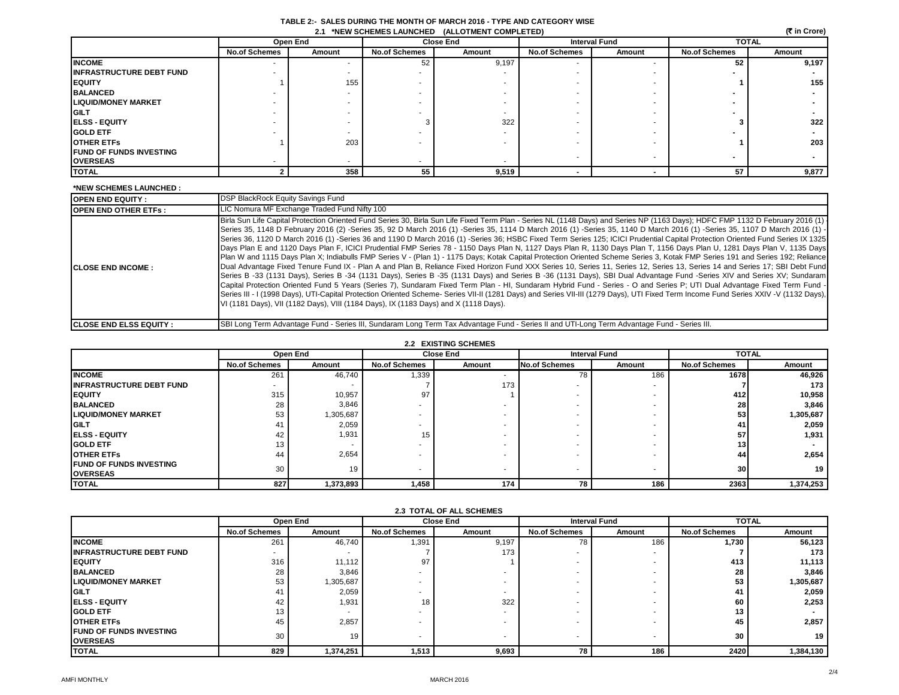# TABLE 2:- SALES DURING THE MONTH OF MARCH 2016 - TYPE AND CATEGORY WISE

## 2.1 *NEW SCHEMES LAUNCHED (ALLOTMENT COMPLETED)

(₹ in Crore)

| | Open End | | Close End | | Interval Fund | | TOTAL | |
|---|---|---|---|---|---|---|---|---|
| | No.of Schemes | Amount | No.of Schemes | Amount | No.of Schemes | Amount | No.of Schemes | Amount |
| **INCOME** | - | - | 52 | 9,197 | - | - | **52** | **9,197** |
| **INFRASTRUCTURE DEBT FUND** | - | - | - | - | - | - | **-** | **-** |
| **EQUITY** | 1 | 155 | - | - | - | - | **1** | **155** |
| **BALANCED** | - | - | - | - | - | - | **-** | **-** |
| **LIQUID/MONEY MARKET** | - | - | - | - | - | - | **-** | **-** |
| **GILT** | - | - | - | - | - | - | **-** | **-** |
| **ELSS - EQUITY** | - | - | 3 | 322 | - | - | **3** | **322** |
| **GOLD ETF** | - | - | - | - | - | - | **-** | **-** |
| **OTHER ETFs** | 1 | 203 | - | - | - | - | **1** | **203** |
| **FUND OF FUNDS INVESTING OVERSEAS** | - | - | - | - | - | - | **-** | **-** |
| **TOTAL** | **2** | **358** | **55** | **9,519** | **-** | **-** | **57** | **9,877** |

**\*NEW SCHEMES LAUNCHED :**

| | |
|---|---|
| **OPEN END EQUITY :** | DSP BlackRock Equity Savings Fund |
| **OPEN END OTHER ETFs :** | LIC Nomura MF Exchange Traded Fund Nifty 100 |
| **CLOSE END INCOME :** | Birla Sun Life Capital Protection Oriented Fund Series 30, Birla Sun Life Fixed Term Plan - Series NL (1148 Days) and Series NP (1163 Days); HDFC FMP 1132 D February 2016 (1) - Series 35, 1148 D February 2016 (2) -Series 35, 92 D March 2016 (1) -Series 35, 1114 D March 2016 (1) -Series 35, 1140 D March 2016 (1) -Series 35, 1107 D March 2016 (1) - Series 36, 1120 D March 2016 (1) -Series 36 and 1190 D March 2016 (1) -Series 36; HSBC Fixed Term Series 125; ICICI Prudential Capital Protection Oriented Fund Series IX 1325 Days Plan E and 1120 Days Plan F, ICICI Prudential FMP Series 78 - 1150 Days Plan N, 1127 Days Plan R, 1130 Days Plan T, 1156 Days Plan U, 1281 Days Plan V, 1135 Days Plan W and 1115 Days Plan X; Indiabulls FMP Series V - (Plan 1) - 1175 Days; Kotak Capital Protection Oriented Scheme Series 3, Kotak FMP Series 191 and Series 192; Reliance Dual Advantage Fixed Tenure Fund IX - Plan A and Plan B, Reliance Fixed Horizon Fund XXX Series 10, Series 11, Series 12, Series 13, Series 14 and Series 17; SBI Debt Fund Series B -33 (1131 Days), Series B -34 (1131 Days), Series B -35 (1131 Days) and Series B -36 (1131 Days), SBI Dual Advantage Fund -Series XIV and Series XV; Sundaram Capital Protection Oriented Fund 5 Years (Series 7), Sundaram Fixed Term Plan - HI, Sundaram Hybrid Fund - Series - O and Series P; UTI Dual Advantage Fixed Term Fund - Series III - I (1998 Days), UTI-Capital Protection Oriented Scheme- Series VII-II (1281 Days) and Series VII-III (1279 Days), UTI Fixed Term Income Fund Series XXIV -V (1132 Days), VI (1181 Days), VII (1182 Days), VIII (1184 Days), IX (1183 Days) and X (1118 Days). |
| **CLOSE END ELSS EQUITY :** | SBI Long Term Advantage Fund - Series III, Sundaram Long Term Tax Advantage Fund - Series II and UTI-Long Term Advantage Fund - Series III. |

## 2.2 EXISTING SCHEMES

| | Open End | | Close End | | Interval Fund | | TOTAL | |
|---|---|---|---|---|---|---|---|---|
| | No.of Schemes | Amount | No.of Schemes | Amount | No.of Schemes | Amount | No.of Schemes | Amount |
| **INCOME** | 261 | 46,740 | 1,339 | - | 78 | 186 | **1678** | **46,926** |
| **INFRASTRUCTURE DEBT FUND** | - | - | 7 | 173 | - | - | **7** | **173** |
| **EQUITY** | 315 | 10,957 | 97 | 1 | - | - | **412** | **10,958** |
| **BALANCED** | 28 | 3,846 | - | - | - | - | **28** | **3,846** |
| **LIQUID/MONEY MARKET** | 53 | 1,305,687 | - | - | - | - | **53** | **1,305,687** |
| **GILT** | 41 | 2,059 | - | - | - | - | **41** | **2,059** |
| **ELSS - EQUITY** | 42 | 1,931 | 15 | - | - | - | **57** | **1,931** |
| **GOLD ETF** | 13 | - | - | - | - | - | **13** | **-** |
| **OTHER ETFs** | 44 | 2,654 | - | - | - | - | **44** | **2,654** |
| **FUND OF FUNDS INVESTING OVERSEAS** | 30 | 19 | - | - | - | - | **30** | **19** |
| **TOTAL** | **827** | **1,373,893** | **1,458** | **174** | **78** | **186** | **2363** | **1,374,253** |

## 2.3 TOTAL OF ALL SCHEMES

| | Open End | | Close End | | Interval Fund | | TOTAL | |
|---|---|---|---|---|---|---|---|---|
| | No.of Schemes | Amount | No.of Schemes | Amount | No.of Schemes | Amount | No.of Schemes | Amount |
| **INCOME** | 261 | 46,740 | 1,391 | 9,197 | 78 | 186 | **1,730** | **56,123** |
| **INFRASTRUCTURE DEBT FUND** | - | - | 7 | 173 | - | - | **7** | **173** |
| **EQUITY** | 316 | 11,112 | 97 | 1 | - | - | **413** | **11,113** |
| **BALANCED** | 28 | 3,846 | - | - | - | - | **28** | **3,846** |
| **LIQUID/MONEY MARKET** | 53 | 1,305,687 | - | - | - | - | **53** | **1,305,687** |
| **GILT** | 41 | 2,059 | - | - | - | - | **41** | **2,059** |
| **ELSS - EQUITY** | 42 | 1,931 | 18 | 322 | - | - | **60** | **2,253** |
| **GOLD ETF** | 13 | - | - | - | - | - | **13** | **-** |
| **OTHER ETFs** | 45 | 2,857 | - | - | - | - | **45** | **2,857** |
| **FUND OF FUNDS INVESTING OVERSEAS** | 30 | 19 | - | - | - | - | **30** | **19** |
| **TOTAL** | **829** | **1,374,251** | **1,513** | **9,693** | **78** | **186** | **2420** | **1,384,130** |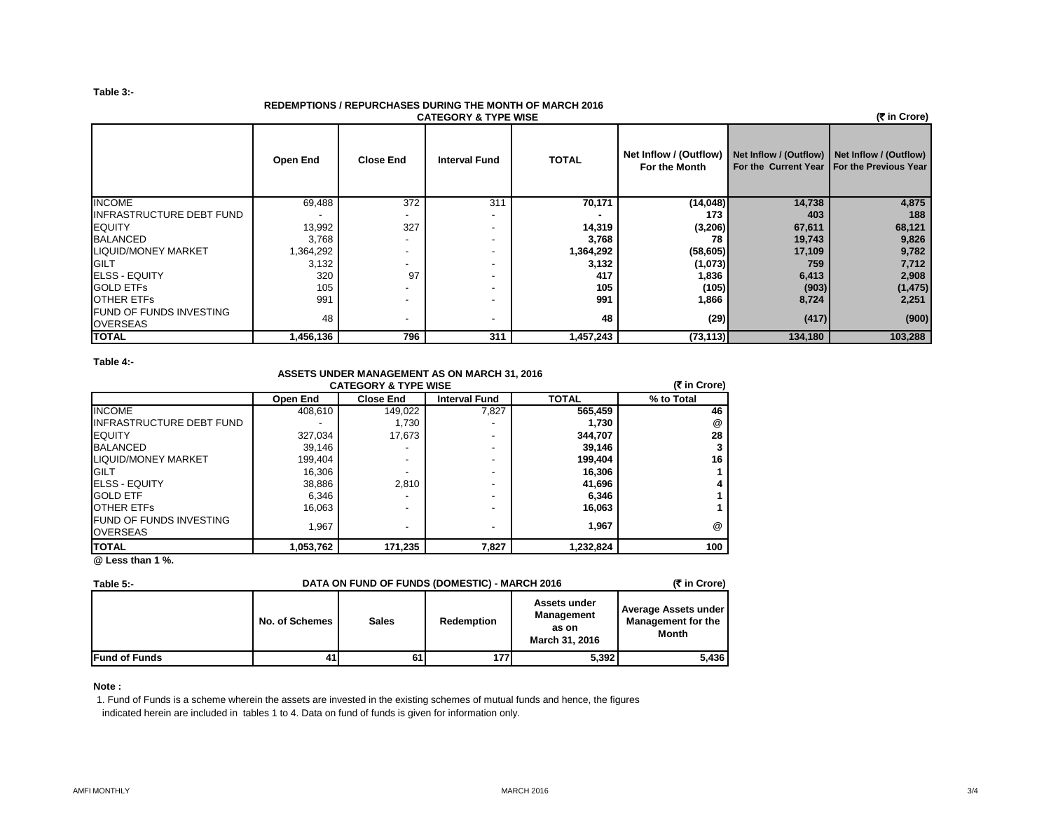**Table 3:-**

**REDEMPTIONS / REPURCHASES DURING THE MONTH OF MARCH 2016**
**CATEGORY & TYPE WISE**

**(₹ in Crore)**

| | Open End | Close End | Interval Fund | TOTAL | Net Inflow / (Outflow) For the Month | Net Inflow / (Outflow) For the Current Year | Net Inflow / (Outflow) For the Previous Year |
|---|---|---|---|---|---|---|---|
| INCOME | 69,488 | 372 | 311 | **70,171** | **(14,048)** | **14,738** | **4,875** |
| INFRASTRUCTURE DEBT FUND | - | - | - | **-** | **173** | **403** | **188** |
| EQUITY | 13,992 | 327 | - | **14,319** | **(3,206)** | **67,611** | **68,121** |
| BALANCED | 3,768 | - | - | **3,768** | **78** | **19,743** | **9,826** |
| LIQUID/MONEY MARKET | 1,364,292 | - | - | **1,364,292** | **(58,605)** | **17,109** | **9,782** |
| GILT | 3,132 | - | - | **3,132** | **(1,073)** | **759** | **7,712** |
| ELSS - EQUITY | 320 | 97 | - | **417** | **1,836** | **6,413** | **2,908** |
| GOLD ETFs | 105 | - | - | **105** | **(105)** | **(903)** | **(1,475)** |
| OTHER ETFs | 991 | - | - | **991** | **1,866** | **8,724** | **2,251** |
| FUND OF FUNDS INVESTING OVERSEAS | 48 | - | - | **48** | **(29)** | **(417)** | **(900)** |
| **TOTAL** | **1,456,136** | **796** | **311** | **1,457,243** | **(73,113)** | **134,180** | **103,288** |

**Table 4:-**

**ASSETS UNDER MANAGEMENT AS ON MARCH 31, 2016**
**CATEGORY & TYPE WISE**

**(₹ in Crore)**

| | Open End | Close End | Interval Fund | TOTAL | % to Total |
|---|---|---|---|---|---|
| INCOME | 408,610 | 149,022 | 7,827 | **565,459** | **46** |
| INFRASTRUCTURE DEBT FUND | - | 1,730 | - | **1,730** | @ |
| EQUITY | 327,034 | 17,673 | - | **344,707** | **28** |
| BALANCED | 39,146 | - | - | **39,146** | **3** |
| LIQUID/MONEY MARKET | 199,404 | - | - | **199,404** | **16** |
| GILT | 16,306 | - | - | **16,306** | **1** |
| ELSS - EQUITY | 38,886 | 2,810 | - | **41,696** | **4** |
| GOLD ETF | 6,346 | - | - | **6,346** | **1** |
| OTHER ETFs | 16,063 | - | - | **16,063** | **1** |
| FUND OF FUNDS INVESTING OVERSEAS | 1,967 | - | - | **1,967** | @ |
| **TOTAL** | **1,053,762** | **171,235** | **7,827** | **1,232,824** | **100** |

**@ Less than 1 %.**

**Table 5:-**

**DATA ON FUND OF FUNDS (DOMESTIC) - MARCH 2016**

**(₹ in Crore)**

| | No. of Schemes | Sales | Redemption | Assets under Management as on March 31, 2016 | Average Assets under Management for the Month |
|---|---|---|---|---|---|
| **Fund of Funds** | **41** | **61** | **177** | **5,392** | **5,436** |

**Note :**

1. Fund of Funds is a scheme wherein the assets are invested in the existing schemes of mutual funds and hence, the figures indicated herein are included in tables 1 to 4. Data on fund of funds is given for information only.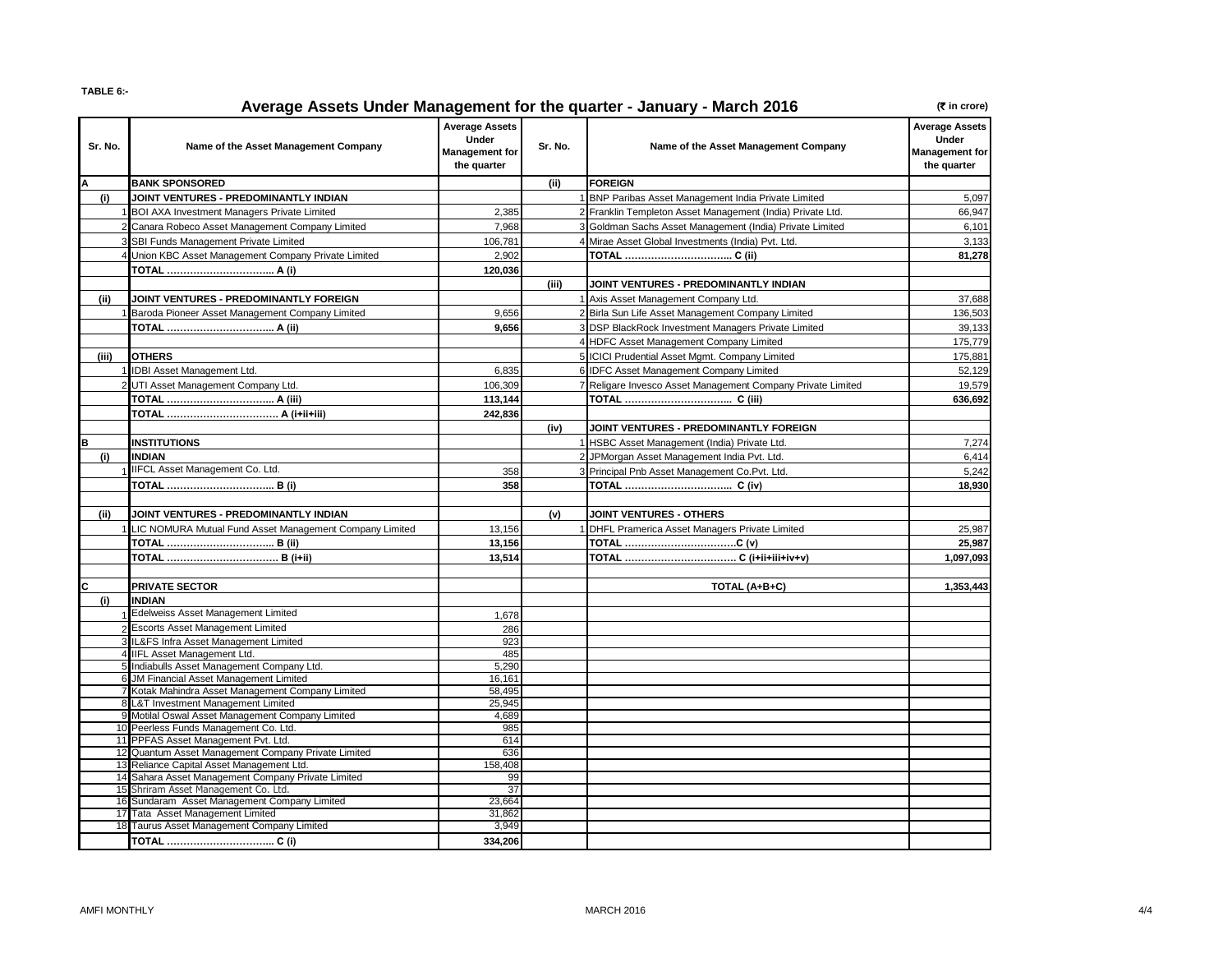TABLE 6:-

## Average Assets Under Management for the quarter - January - March 2016

(₹ in crore)

| Sr. No. | Name of the Asset Management Company | Average Assets Under Management for the quarter | Sr. No. | Name of the Asset Management Company | Average Assets Under Management for the quarter |
|---|---|---|---|---|---|
| **A** | **BANK SPONSORED** | | **(ii)** | **FOREIGN** | |
| **(i)** | **JOINT VENTURES - PREDOMINANTLY INDIAN** | | 1 | BNP Paribas Asset Management India Private Limited | 5,097 |
| 1 | BOI AXA Investment Managers Private Limited | 2,385 | 2 | Franklin Templeton Asset Management (India) Private Ltd. | 66,947 |
| 2 | Canara Robeco Asset Management Company Limited | 7,968 | 3 | Goldman Sachs Asset Management (India) Private Limited | 6,101 |
| 3 | SBI Funds Management Private Limited | 106,781 | 4 | Mirae Asset Global Investments (India) Pvt. Ltd. | 3,133 |
| 4 | Union KBC Asset Management Company Private Limited | 2,902 | | **TOTAL ………………………….. C (ii)** | **81,278** |
| | **TOTAL ………………………….. A (i)** | **120,036** | | | |
| | | | **(iii)** | **JOINT VENTURES - PREDOMINANTLY INDIAN** | |
| **(ii)** | **JOINT VENTURES - PREDOMINANTLY FOREIGN** | | 1 | Axis Asset Management Company Ltd. | 37,688 |
| 1 | Baroda Pioneer Asset Management Company Limited | 9,656 | 2 | Birla Sun Life Asset Management Company Limited | 136,503 |
| | **TOTAL ………………………….. A (ii)** | **9,656** | 3 | DSP BlackRock Investment Managers Private Limited | 39,133 |
| | | | 4 | HDFC Asset Management Company Limited | 175,779 |
| **(iii)** | **OTHERS** | | 5 | ICICI Prudential Asset Mgmt. Company Limited | 175,881 |
| 1 | IDBI Asset Management Ltd. | 6,835 | 6 | IDFC Asset Management Company Limited | 52,129 |
| 2 | UTI Asset Management Company Ltd. | 106,309 | 7 | Religare Invesco Asset Management Company Private Limited | 19,579 |
| | **TOTAL ………………………….. A (iii)** | **113,144** | | **TOTAL ………………………….. C (iii)** | **636,692** |
| | **TOTAL ………………………….. A (i+ii+iii)** | **242,836** | | | |
| | | | **(iv)** | **JOINT VENTURES - PREDOMINANTLY FOREIGN** | |
| **B** | **INSTITUTIONS** | | 1 | HSBC Asset Management (India) Private Ltd. | 7,274 |
| **(i)** | **INDIAN** | | 2 | JPMorgan Asset Management India Pvt. Ltd. | 6,414 |
| 1 | IIFCL Asset Management Co. Ltd. | 358 | 3 | Principal Pnb Asset Management Co.Pvt. Ltd. | 5,242 |
| | **TOTAL ………………………….. B (i)** | **358** | | **TOTAL ………………………….. C (iv)** | **18,930** |
| | | | | | |
| **(ii)** | **JOINT VENTURES - PREDOMINANTLY INDIAN** | | **(v)** | **JOINT VENTURES - OTHERS** | |
| 1 | LIC NOMURA Mutual Fund Asset Management Company Limited | 13,156 | 1 | DHFL Pramerica Asset Managers Private Limited | 25,987 |
| | **TOTAL ………………………….. B (ii)** | **13,156** | | **TOTAL ……………………………C (v)** | **25,987** |
| | **TOTAL ………………………….. B (i+ii)** | **13,514** | | **TOTAL ………………………….. C (i+ii+iii+iv+v)** | **1,097,093** |
| | | | | | |
| **C** | **PRIVATE SECTOR** | | | **TOTAL (A+B+C)** | **1,353,443** |
| **(i)** | **INDIAN** | | | | |
| 1 | Edelweiss Asset Management Limited | 1,678 | | | |
| 2 | Escorts Asset Management Limited | 286 | | | |
| 3 | IL&FS Infra Asset Management Limited | 923 | | | |
| 4 | IIFL Asset Management Ltd. | 485 | | | |
| 5 | Indiabulls Asset Management Company Ltd. | 5,290 | | | |
| 6 | JM Financial Asset Management Limited | 16,161 | | | |
| 7 | Kotak Mahindra Asset Management Company Limited | 58,495 | | | |
| 8 | L&T Investment Management Limited | 25,945 | | | |
| 9 | Motilal Oswal Asset Management Company Limited | 4,689 | | | |
| 10 | Peerless Funds Management Co. Ltd. | 985 | | | |
| 11 | PPFAS Asset Management Pvt. Ltd. | 614 | | | |
| 12 | Quantum Asset Management Company Private Limited | 636 | | | |
| 13 | Reliance Capital Asset Management Ltd. | 158,408 | | | |
| 14 | Sahara Asset Management Company Private Limited | 99 | | | |
| 15 | Shriram Asset Management Co. Ltd. | 37 | | | |
| 16 | Sundaram Asset Management Company Limited | 23,664 | | | |
| 17 | Tata Asset Management Limited | 31,862 | | | |
| 18 | Taurus Asset Management Company Limited | 3,949 | | | |
| | **TOTAL ………………………….. C (i)** | **334,206** | | | |